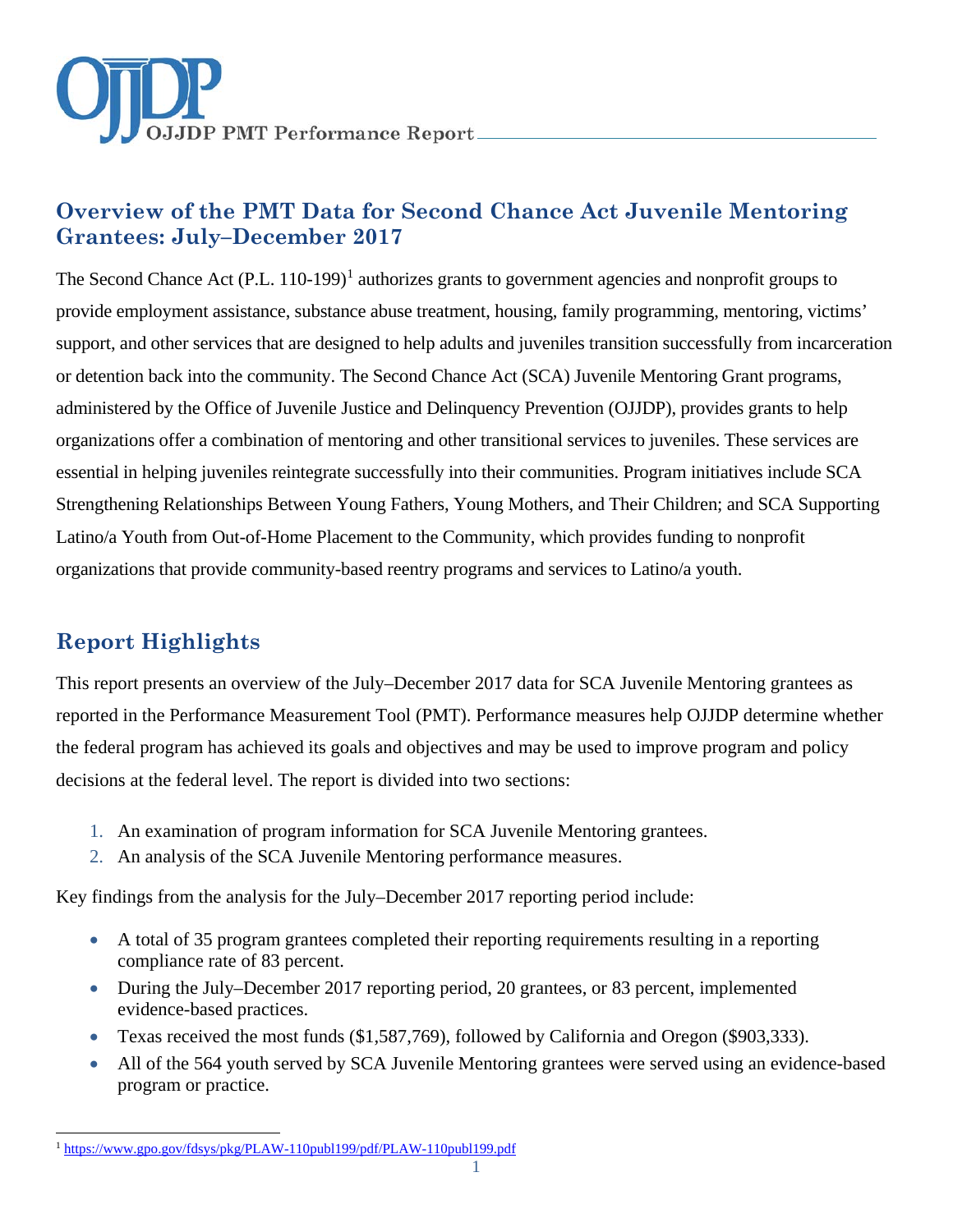# Overview of the PMT Data for Second Chance Act Juvenile Mentoring Grantees: July–December 2017

The Second Chance Act (P.L. 110-199)[1] authorizes grants to government agencies and nonprofit groups to provide employment assistance, substance abuse treatment, housing, family programming, mentoring, victims' support, and other services that are designed to help adults and juveniles transition successfully from incarceration or detention back into the community. The Second Chance Act (SCA) Juvenile Mentoring Grant programs, administered by the Office of Juvenile Justice and Delinquency Prevention (OJJDP), provides grants to help organizations offer a combination of mentoring and other transitional services to juveniles. These services are essential in helping juveniles reintegrate successfully into their communities. Program initiatives include SCA Strengthening Relationships Between Young Fathers, Young Mothers, and Their Children; and SCA Supporting Latino/a Youth from Out-of-Home Placement to the Community, which provides funding to nonprofit organizations that provide community-based reentry programs and services to Latino/a youth.

## Report Highlights

This report presents an overview of the July–December 2017 data for SCA Juvenile Mentoring grantees as reported in the Performance Measurement Tool (PMT). Performance measures help OJJDP determine whether the federal program has achieved its goals and objectives and may be used to improve program and policy decisions at the federal level. The report is divided into two sections:

1. An examination of program information for SCA Juvenile Mentoring grantees.
2. An analysis of the SCA Juvenile Mentoring performance measures.

Key findings from the analysis for the July–December 2017 reporting period include:

- A total of 35 program grantees completed their reporting requirements resulting in a reporting compliance rate of 83 percent.
- During the July–December 2017 reporting period, 20 grantees, or 83 percent, implemented evidence-based practices.
- Texas received the most funds ($1,587,769), followed by California and Oregon ($903,333).
- All of the 564 youth served by SCA Juvenile Mentoring grantees were served using an evidence-based program or practice.

---

[1] https://www.gpo.gov/fdsys/pkg/PLAW-110publ199/pdf/PLAW-110publ199.pdf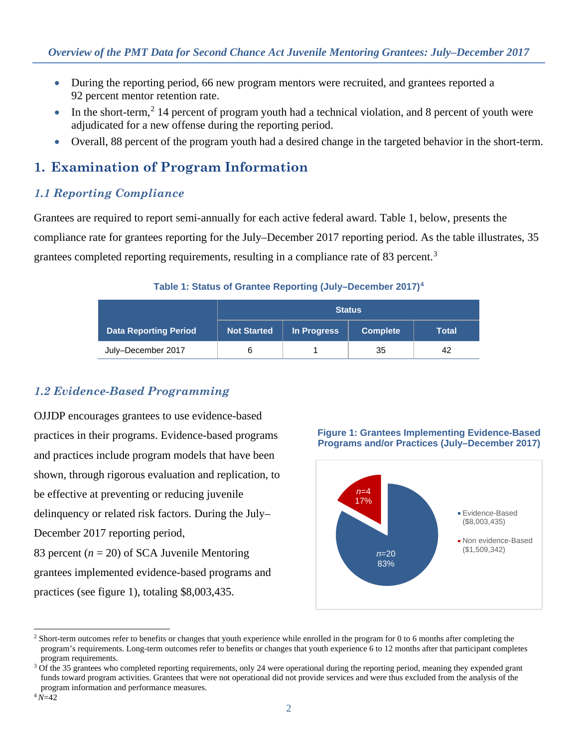- During the reporting period, 66 new program mentors were recruited, and grantees reported a 92 percent mentor retention rate.
- In the short-term,[2] 14 percent of program youth had a technical violation, and 8 percent of youth were adjudicated for a new offense during the reporting period.
- Overall, 88 percent of the program youth had a desired change in the targeted behavior in the short-term.

# 1. Examination of Program Information

## *1.1 Reporting Compliance*

Grantees are required to report semi-annually for each active federal award. Table 1, below, presents the compliance rate for grantees reporting for the July–December 2017 reporting period. As the table illustrates, 35 grantees completed reporting requirements, resulting in a compliance rate of 83 percent.[3]

**Table 1: Status of Grantee Reporting (July–December 2017)[4]**

| | Status | | | |
|---|---|---|---|---|
| **Data Reporting Period** | **Not Started** | **In Progress** | **Complete** | **Total** |
| July–December 2017 | 6 | 1 | 35 | 42 |

## *1.2 Evidence-Based Programming*

OJJDP encourages grantees to use evidence-based practices in their programs. Evidence-based programs and practices include program models that have been shown, through rigorous evaluation and replication, to be effective at preventing or reducing juvenile delinquency or related risk factors. During the July–December 2017 reporting period, 83 percent (*n* = 20) of SCA Juvenile Mentoring grantees implemented evidence-based programs and practices (see figure 1), totaling $8,003,435.

**Figure 1: Grantees Implementing Evidence-Based Programs and/or Practices (July–December 2017)**

- Evidence-Based ($8,003,435): *n*=20, 83%
- Non evidence-Based ($1,509,342): *n*=4, 17%

---

[2] Short-term outcomes refer to benefits or changes that youth experience while enrolled in the program for 0 to 6 months after completing the program's requirements. Long-term outcomes refer to benefits or changes that youth experience 6 to 12 months after that participant completes program requirements.

[3] Of the 35 grantees who completed reporting requirements, only 24 were operational during the reporting period, meaning they expended grant funds toward program activities. Grantees that were not operational did not provide services and were thus excluded from the analysis of the program information and performance measures.

[4] *N*=42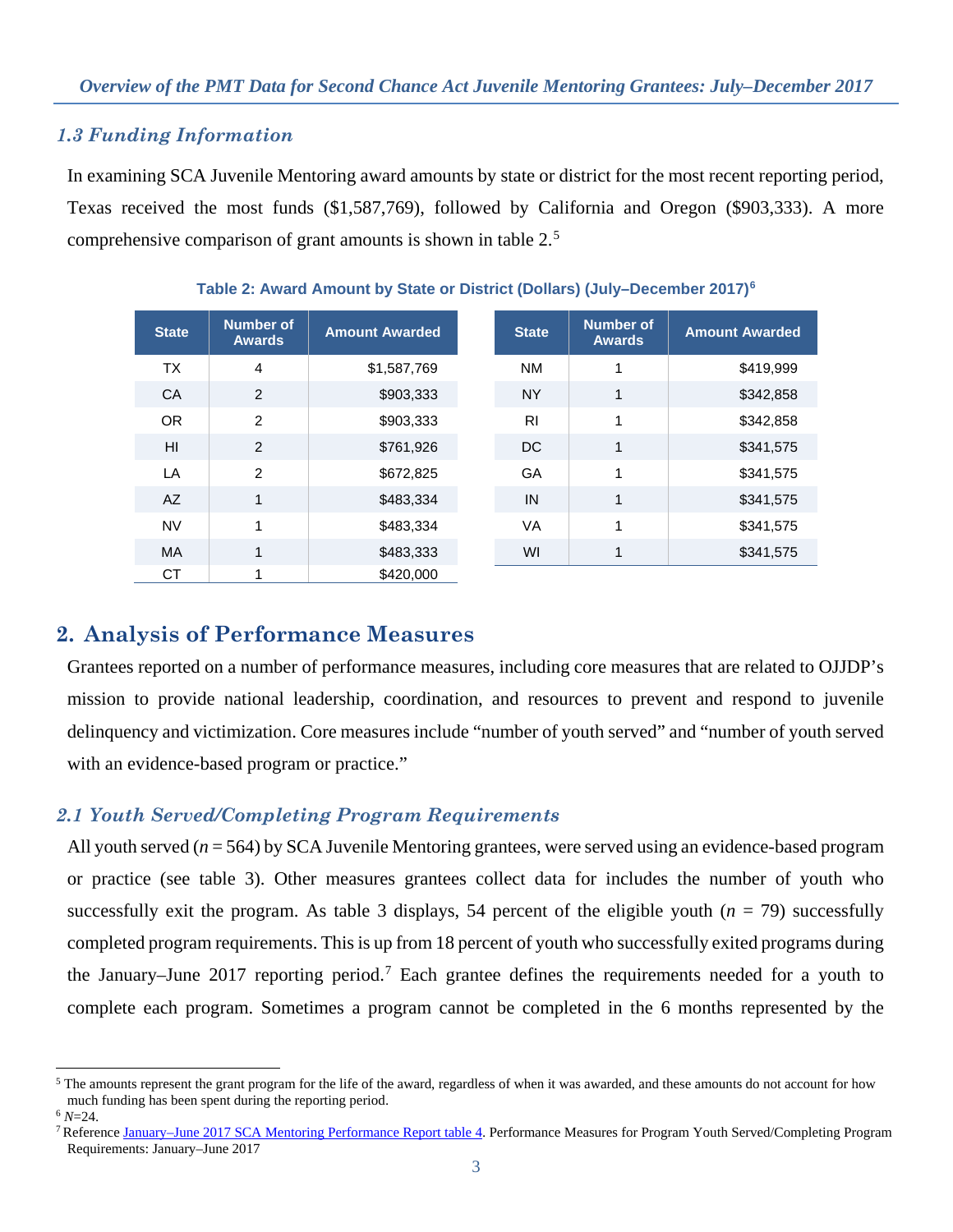### 1.3 Funding Information

In examining SCA Juvenile Mentoring award amounts by state or district for the most recent reporting period, Texas received the most funds ($1,587,769), followed by California and Oregon ($903,333). A more comprehensive comparison of grant amounts is shown in table 2.[5]

**Table 2: Award Amount by State or District (Dollars) (July–December 2017)[6]**

| State | Number of Awards | Amount Awarded |
|---|---|---|
| TX | 4 | $1,587,769 |
| CA | 2 | $903,333 |
| OR | 2 | $903,333 |
| HI | 2 | $761,926 |
| LA | 2 | $672,825 |
| AZ | 1 | $483,334 |
| NV | 1 | $483,334 |
| MA | 1 | $483,333 |
| CT | 1 | $420,000 |
| NM | 1 | $419,999 |
| NY | 1 | $342,858 |
| RI | 1 | $342,858 |
| DC | 1 | $341,575 |
| GA | 1 | $341,575 |
| IN | 1 | $341,575 |
| VA | 1 | $341,575 |
| WI | 1 | $341,575 |

## 2. Analysis of Performance Measures

Grantees reported on a number of performance measures, including core measures that are related to OJJDP's mission to provide national leadership, coordination, and resources to prevent and respond to juvenile delinquency and victimization. Core measures include "number of youth served" and "number of youth served with an evidence-based program or practice."

### 2.1 Youth Served/Completing Program Requirements

All youth served ($n = 564$) by SCA Juvenile Mentoring grantees, were served using an evidence-based program or practice (see table 3). Other measures grantees collect data for includes the number of youth who successfully exit the program. As table 3 displays, 54 percent of the eligible youth ($n = 79$) successfully completed program requirements. This is up from 18 percent of youth who successfully exited programs during the January–June 2017 reporting period.[7] Each grantee defines the requirements needed for a youth to complete each program. Sometimes a program cannot be completed in the 6 months represented by the

---

[5] The amounts represent the grant program for the life of the award, regardless of when it was awarded, and these amounts do not account for how much funding has been spent during the reporting period.

[6] $N$=24.

[7] Reference January–June 2017 SCA Mentoring Performance Report table 4. Performance Measures for Program Youth Served/Completing Program Requirements: January–June 2017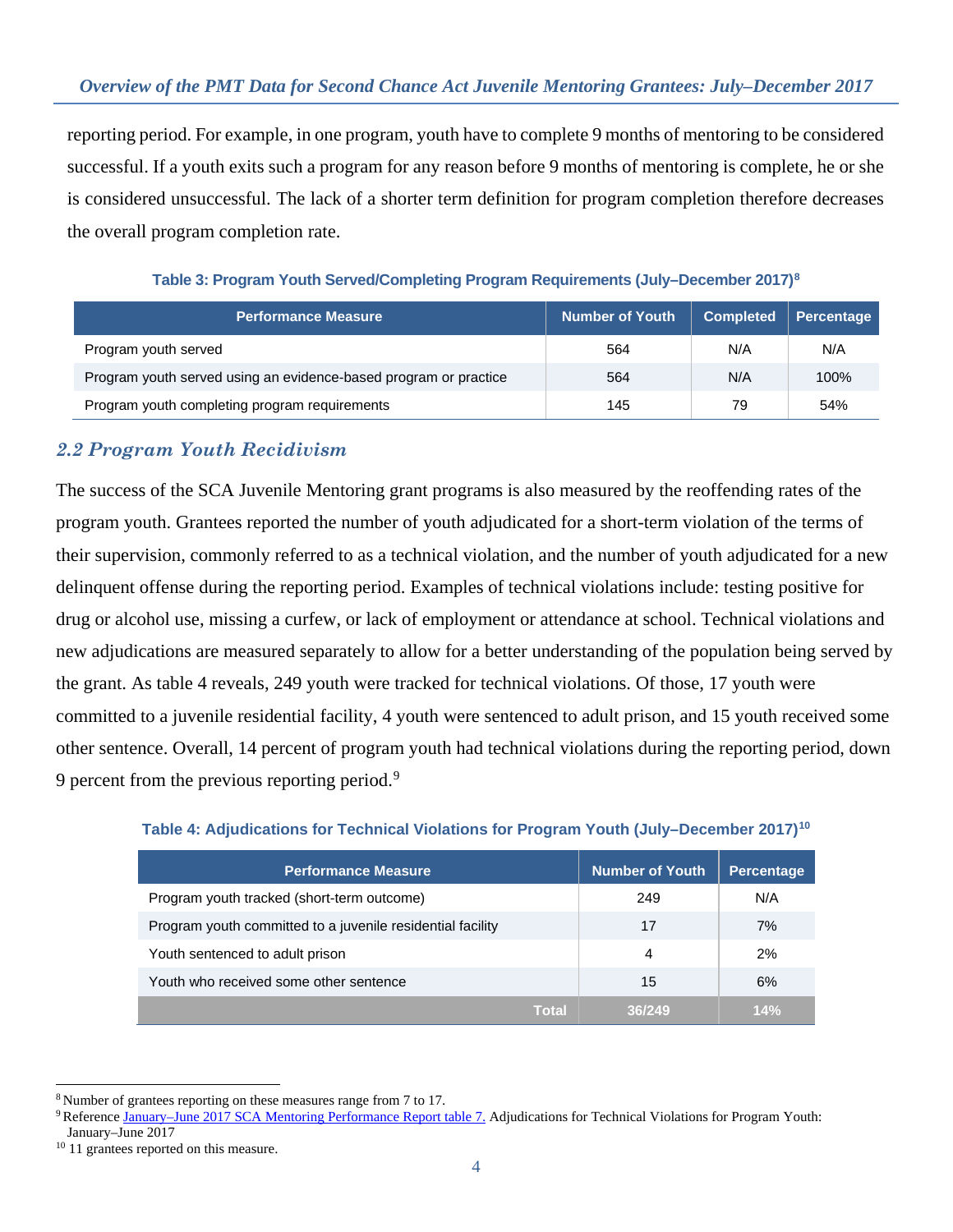reporting period. For example, in one program, youth have to complete 9 months of mentoring to be considered successful. If a youth exits such a program for any reason before 9 months of mentoring is complete, he or she is considered unsuccessful. The lack of a shorter term definition for program completion therefore decreases the overall program completion rate.

**Table 3: Program Youth Served/Completing Program Requirements (July–December 2017)[8]**

| Performance Measure | Number of Youth | Completed | Percentage |
|---|---|---|---|
| Program youth served | 564 | N/A | N/A |
| Program youth served using an evidence-based program or practice | 564 | N/A | 100% |
| Program youth completing program requirements | 145 | 79 | 54% |

## *2.2 Program Youth Recidivism*

The success of the SCA Juvenile Mentoring grant programs is also measured by the reoffending rates of the program youth. Grantees reported the number of youth adjudicated for a short-term violation of the terms of their supervision, commonly referred to as a technical violation, and the number of youth adjudicated for a new delinquent offense during the reporting period. Examples of technical violations include: testing positive for drug or alcohol use, missing a curfew, or lack of employment or attendance at school. Technical violations and new adjudications are measured separately to allow for a better understanding of the population being served by the grant. As table 4 reveals, 249 youth were tracked for technical violations. Of those, 17 youth were committed to a juvenile residential facility, 4 youth were sentenced to adult prison, and 15 youth received some other sentence. Overall, 14 percent of program youth had technical violations during the reporting period, down 9 percent from the previous reporting period.[9]

**Table 4: Adjudications for Technical Violations for Program Youth (July–December 2017)[10]**

| Performance Measure | Number of Youth | Percentage |
|---|---|---|
| Program youth tracked (short-term outcome) | 249 | N/A |
| Program youth committed to a juvenile residential facility | 17 | 7% |
| Youth sentenced to adult prison | 4 | 2% |
| Youth who received some other sentence | 15 | 6% |
| **Total** | **36/249** | **14%** |

[8] Number of grantees reporting on these measures range from 7 to 17.

[9] Reference January–June 2017 SCA Mentoring Performance Report table 7. Adjudications for Technical Violations for Program Youth: January–June 2017

[10] 11 grantees reported on this measure.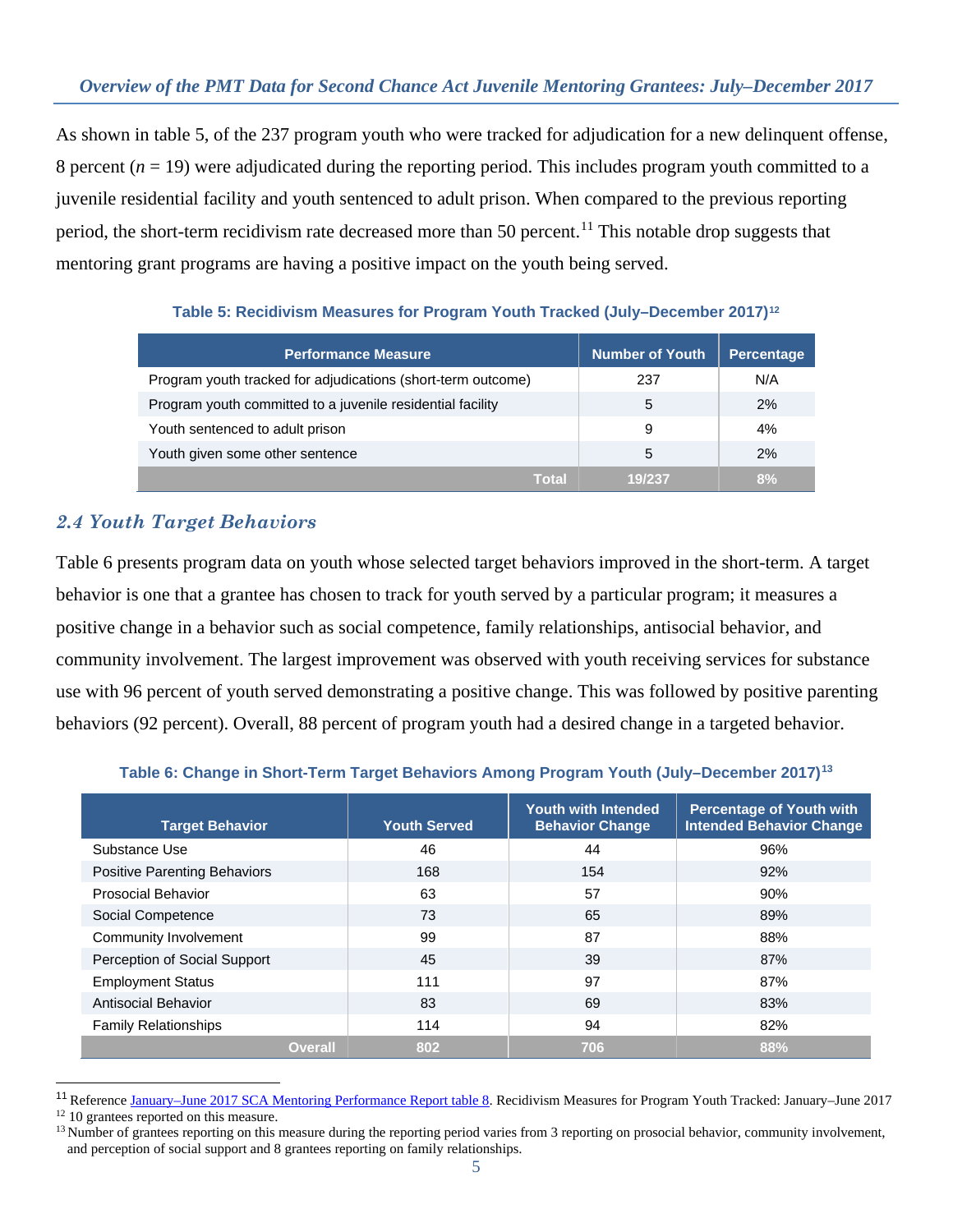As shown in table 5, of the 237 program youth who were tracked for adjudication for a new delinquent offense, 8 percent ($n$ = 19) were adjudicated during the reporting period. This includes program youth committed to a juvenile residential facility and youth sentenced to adult prison. When compared to the previous reporting period, the short-term recidivism rate decreased more than 50 percent.[11] This notable drop suggests that mentoring grant programs are having a positive impact on the youth being served.

**Table 5: Recidivism Measures for Program Youth Tracked (July–December 2017)[12]**

| Performance Measure | Number of Youth | Percentage |
|---|---|---|
| Program youth tracked for adjudications (short-term outcome) | 237 | N/A |
| Program youth committed to a juvenile residential facility | 5 | 2% |
| Youth sentenced to adult prison | 9 | 4% |
| Youth given some other sentence | 5 | 2% |
| **Total** | **19/237** | **8%** |

## 2.4 Youth Target Behaviors

Table 6 presents program data on youth whose selected target behaviors improved in the short-term. A target behavior is one that a grantee has chosen to track for youth served by a particular program; it measures a positive change in a behavior such as social competence, family relationships, antisocial behavior, and community involvement. The largest improvement was observed with youth receiving services for substance use with 96 percent of youth served demonstrating a positive change. This was followed by positive parenting behaviors (92 percent). Overall, 88 percent of program youth had a desired change in a targeted behavior.

**Table 6: Change in Short-Term Target Behaviors Among Program Youth (July–December 2017)[13]**

| Target Behavior | Youth Served | Youth with Intended Behavior Change | Percentage of Youth with Intended Behavior Change |
|---|---|---|---|
| Substance Use | 46 | 44 | 96% |
| Positive Parenting Behaviors | 168 | 154 | 92% |
| Prosocial Behavior | 63 | 57 | 90% |
| Social Competence | 73 | 65 | 89% |
| Community Involvement | 99 | 87 | 88% |
| Perception of Social Support | 45 | 39 | 87% |
| Employment Status | 111 | 97 | 87% |
| Antisocial Behavior | 83 | 69 | 83% |
| Family Relationships | 114 | 94 | 82% |
| **Overall** | **802** | **706** | **88%** |

---

[11] Reference January–June 2017 SCA Mentoring Performance Report table 8. Recidivism Measures for Program Youth Tracked: January–June 2017

[12] 10 grantees reported on this measure.

[13] Number of grantees reporting on this measure during the reporting period varies from 3 reporting on prosocial behavior, community involvement, and perception of social support and 8 grantees reporting on family relationships.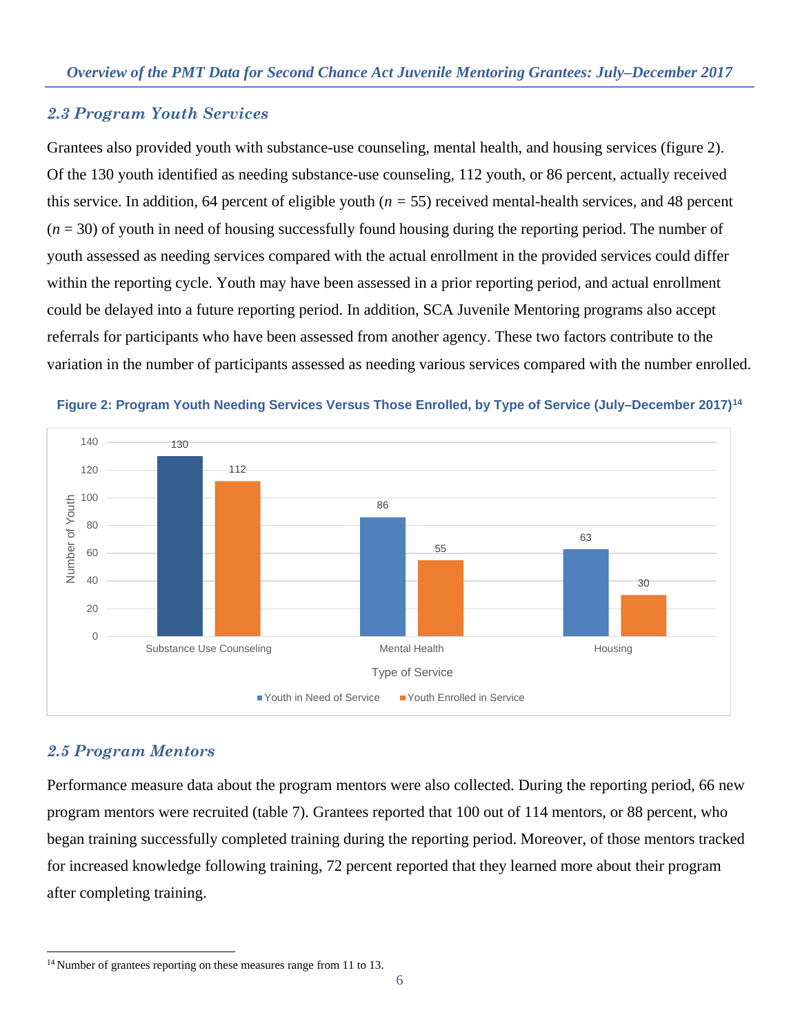## 2.3 Program Youth Services

Grantees also provided youth with substance-use counseling, mental health, and housing services (figure 2). Of the 130 youth identified as needing substance-use counseling, 112 youth, or 86 percent, actually received this service. In addition, 64 percent of eligible youth ($n$ = 55) received mental-health services, and 48 percent ($n$ = 30) of youth in need of housing successfully found housing during the reporting period. The number of youth assessed as needing services compared with the actual enrollment in the provided services could differ within the reporting cycle. Youth may have been assessed in a prior reporting period, and actual enrollment could be delayed into a future reporting period. In addition, SCA Juvenile Mentoring programs also accept referrals for participants who have been assessed from another agency. These two factors contribute to the variation in the number of participants assessed as needing various services compared with the number enrolled.

**Figure 2: Program Youth Needing Services Versus Those Enrolled, by Type of Service (July–December 2017)[14]**

| Type of Service | Youth in Need of Service | Youth Enrolled in Service |
|---|---|---|
| Substance Use Counseling | 130 | 112 |
| Mental Health | 86 | 55 |
| Housing | 63 | 30 |

## 2.5 Program Mentors

Performance measure data about the program mentors were also collected. During the reporting period, 66 new program mentors were recruited (table 7). Grantees reported that 100 out of 114 mentors, or 88 percent, who began training successfully completed training during the reporting period. Moreover, of those mentors tracked for increased knowledge following training, 72 percent reported that they learned more about their program after completing training.

[14] Number of grantees reporting on these measures range from 11 to 13.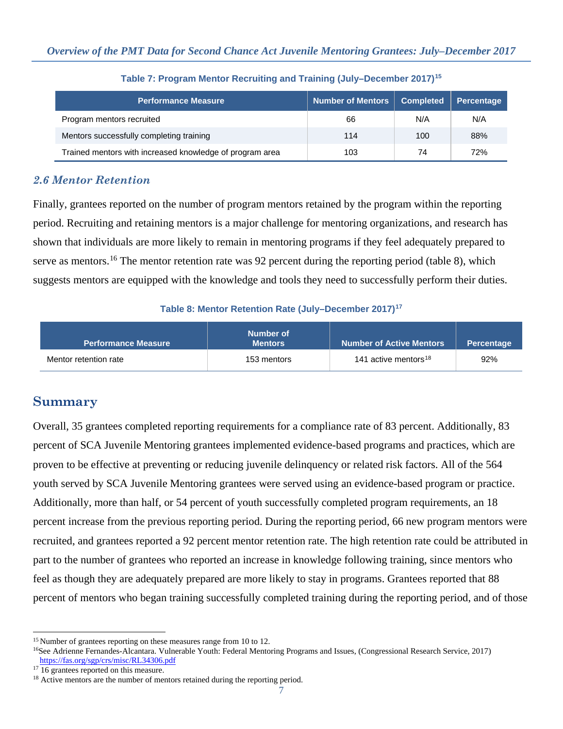**Table 7: Program Mentor Recruiting and Training (July–December 2017)[15]**

| Performance Measure | Number of Mentors | Completed | Percentage |
|---|---|---|---|
| Program mentors recruited | 66 | N/A | N/A |
| Mentors successfully completing training | 114 | 100 | 88% |
| Trained mentors with increased knowledge of program area | 103 | 74 | 72% |

### *2.6 Mentor Retention*

Finally, grantees reported on the number of program mentors retained by the program within the reporting period. Recruiting and retaining mentors is a major challenge for mentoring organizations, and research has shown that individuals are more likely to remain in mentoring programs if they feel adequately prepared to serve as mentors.[16] The mentor retention rate was 92 percent during the reporting period (table 8), which suggests mentors are equipped with the knowledge and tools they need to successfully perform their duties.

**Table 8: Mentor Retention Rate (July–December 2017)[17]**

| Performance Measure | Number of Mentors | Number of Active Mentors | Percentage |
|---|---|---|---|
| Mentor retention rate | 153 mentors | 141 active mentors[18] | 92% |

## Summary

Overall, 35 grantees completed reporting requirements for a compliance rate of 83 percent. Additionally, 83 percent of SCA Juvenile Mentoring grantees implemented evidence-based programs and practices, which are proven to be effective at preventing or reducing juvenile delinquency or related risk factors. All of the 564 youth served by SCA Juvenile Mentoring grantees were served using an evidence-based program or practice. Additionally, more than half, or 54 percent of youth successfully completed program requirements, an 18 percent increase from the previous reporting period. During the reporting period, 66 new program mentors were recruited, and grantees reported a 92 percent mentor retention rate. The high retention rate could be attributed in part to the number of grantees who reported an increase in knowledge following training, since mentors who feel as though they are adequately prepared are more likely to stay in programs. Grantees reported that 88 percent of mentors who began training successfully completed training during the reporting period, and of those

---

[15] Number of grantees reporting on these measures range from 10 to 12.

[16] See Adrienne Fernandes-Alcantara. Vulnerable Youth: Federal Mentoring Programs and Issues, (Congressional Research Service, 2017) https://fas.org/sgp/crs/misc/RL34306.pdf

[17] 16 grantees reported on this measure.

[18] Active mentors are the number of mentors retained during the reporting period.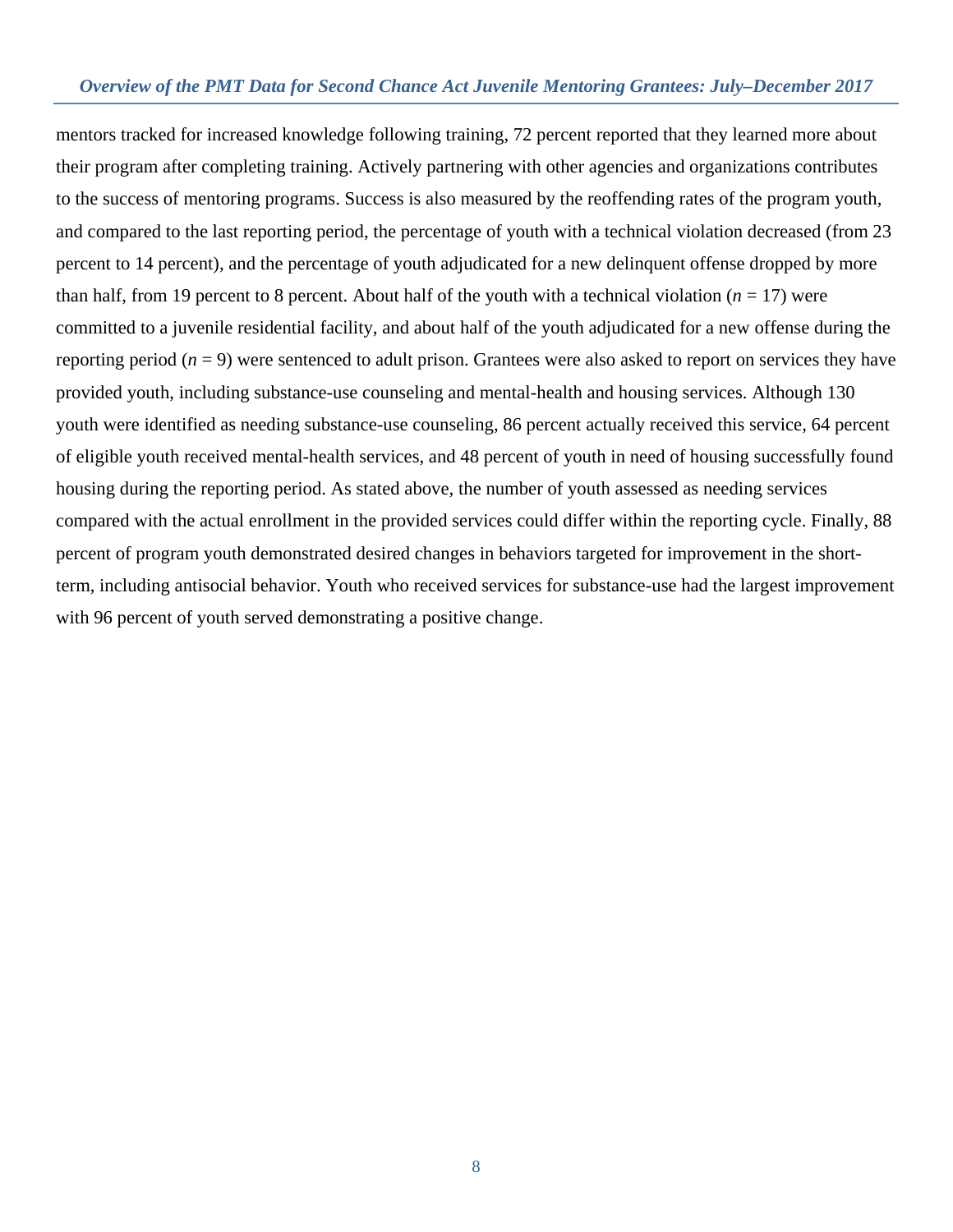mentors tracked for increased knowledge following training, 72 percent reported that they learned more about their program after completing training. Actively partnering with other agencies and organizations contributes to the success of mentoring programs. Success is also measured by the reoffending rates of the program youth, and compared to the last reporting period, the percentage of youth with a technical violation decreased (from 23 percent to 14 percent), and the percentage of youth adjudicated for a new delinquent offense dropped by more than half, from 19 percent to 8 percent. About half of the youth with a technical violation ($n$ = 17) were committed to a juvenile residential facility, and about half of the youth adjudicated for a new offense during the reporting period ($n$ = 9) were sentenced to adult prison. Grantees were also asked to report on services they have provided youth, including substance-use counseling and mental-health and housing services. Although 130 youth were identified as needing substance-use counseling, 86 percent actually received this service, 64 percent of eligible youth received mental-health services, and 48 percent of youth in need of housing successfully found housing during the reporting period. As stated above, the number of youth assessed as needing services compared with the actual enrollment in the provided services could differ within the reporting cycle. Finally, 88 percent of program youth demonstrated desired changes in behaviors targeted for improvement in the short-term, including antisocial behavior. Youth who received services for substance-use had the largest improvement with 96 percent of youth served demonstrating a positive change.